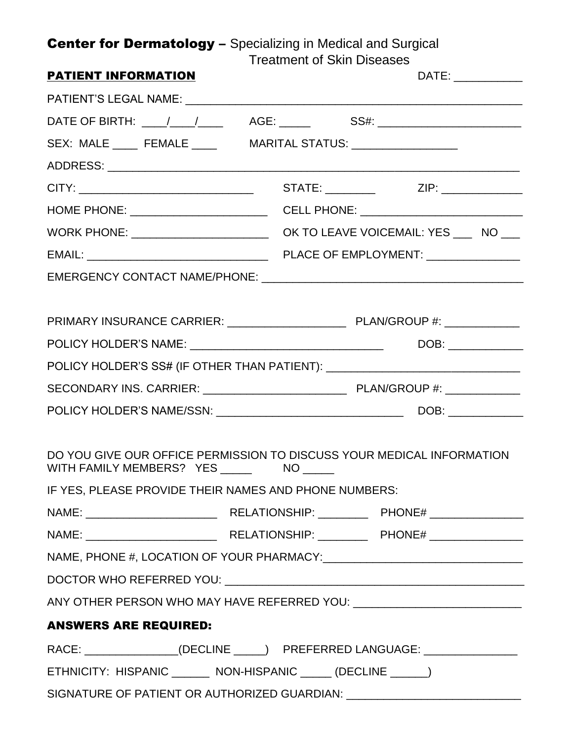**Center for Dermatology –** Specializing in Medical and Surgical Treatment of Skin Diseases

**PATIENT INFORMATION** DATE: ___________

PATIENT'S LEGAL NAME: ______________________________________________________

DATE OF BIRTH: ____/____/____ AGE: _____ SS#: _______________________

SEX: MALE ____ FEMALE ____ MARITAL STATUS: _________________

ADDRESS: ______________________________________________________________

CITY: ____________________________ STATE: ________ ZIP: _____________

HOME PHONE: ______________________ CELL PHONE: _________________________

WORK PHONE: ______________________ OK TO LEAVE VOICEMAIL: YES ___ NO ___

EMAIL: _____________________________ PLACE OF EMPLOYMENT: _______________

EMERGENCY CONTACT NAME/PHONE: _________________________________________

PRIMARY INSURANCE CARRIER: ___________________ PLAN/GROUP #: ____________

POLICY HOLDER'S NAME: _______________________________ DOB: ____________

POLICY HOLDER'S SS# (IF OTHER THAN PATIENT): ______________________________

SECONDARY INS. CARRIER: ______________________ PLAN/GROUP #: ____________

POLICY HOLDER'S NAME/SSN: ______________________________ DOB: ____________

DO YOU GIVE OUR OFFICE PERMISSION TO DISCUSS YOUR MEDICAL INFORMATION WITH FAMILY MEMBERS? YES _____ NO _____

IF YES, PLEASE PROVIDE THEIR NAMES AND PHONE NUMBERS:

NAME: _____________________ RELATIONSHIP: ________ PHONE# _______________

NAME: _____________________ RELATIONSHIP: ________ PHONE# _______________

NAME, PHONE #, LOCATION OF YOUR PHARMACY:_______________________________

DOCTOR WHO REFERRED YOU: _______________________________________________

ANY OTHER PERSON WHO MAY HAVE REFERRED YOU: __________________________

**ANSWERS ARE REQUIRED:**

RACE: _______________(DECLINE _____) PREFERRED LANGUAGE: _______________

ETHNICITY: HISPANIC ______ NON-HISPANIC _____ (DECLINE ______)

SIGNATURE OF PATIENT OR AUTHORIZED GUARDIAN: ___________________________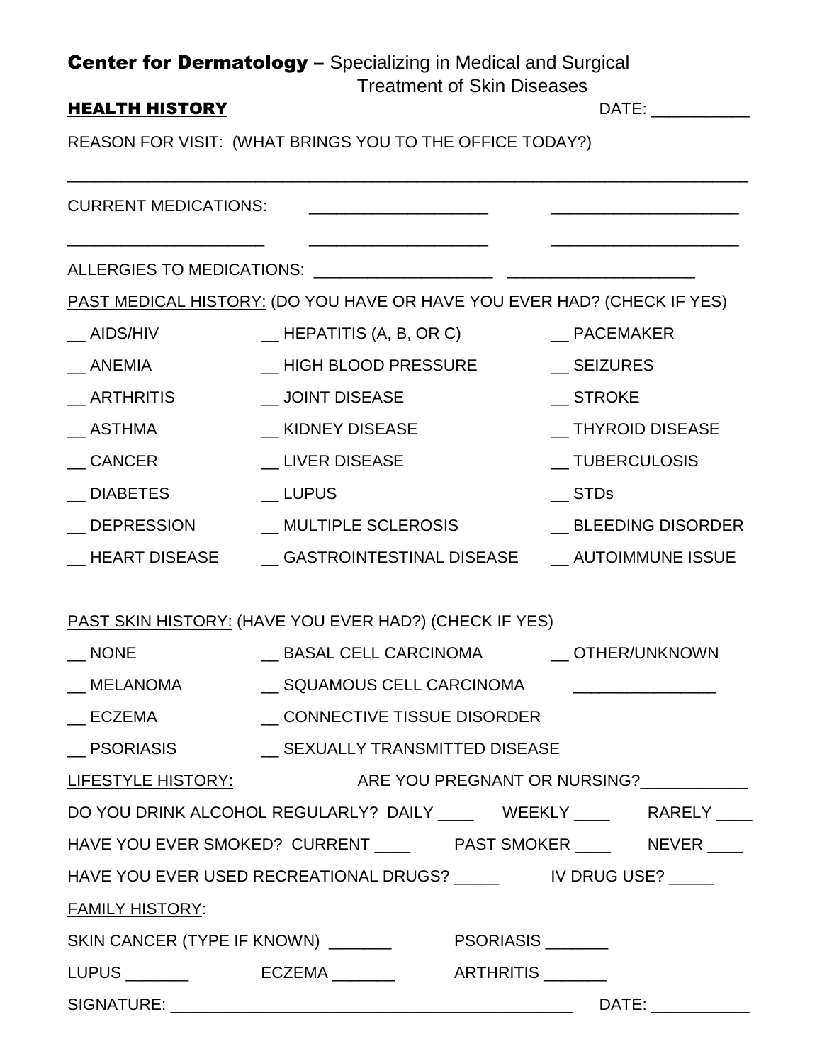**Center for Dermatology –** Specializing in Medical and Surgical Treatment of Skin Diseases

**HEALTH HISTORY** DATE: ___________

REASON FOR VISIT: (WHAT BRINGS YOU TO THE OFFICE TODAY?)

_______________________________________________________________________________

CURRENT MEDICATIONS: ____________________ ____________________

______________________ ____________________ ____________________

ALLERGIES TO MEDICATIONS: ____________________ ____________________

PAST MEDICAL HISTORY: (DO YOU HAVE OR HAVE YOU EVER HAD? (CHECK IF YES)

| | | |
|---|---|---|
| __ AIDS/HIV | __ HEPATITIS (A, B, OR C) | __ PACEMAKER |
| __ ANEMIA | __ HIGH BLOOD PRESSURE | __ SEIZURES |
| __ ARTHRITIS | __ JOINT DISEASE | __ STROKE |
| __ ASTHMA | __ KIDNEY DISEASE | __ THYROID DISEASE |
| __ CANCER | __ LIVER DISEASE | __ TUBERCULOSIS |
| __ DIABETES | __ LUPUS | __ STDs |
| __ DEPRESSION | __ MULTIPLE SCLEROSIS | __ BLEEDING DISORDER |
| __ HEART DISEASE | __ GASTROINTESTINAL DISEASE | __ AUTOIMMUNE ISSUE |

PAST SKIN HISTORY: (HAVE YOU EVER HAD?) (CHECK IF YES)

| | | |
|---|---|---|
| __ NONE | __ BASAL CELL CARCINOMA | __ OTHER/UNKNOWN |
| __ MELANOMA | __ SQUAMOUS CELL CARCINOMA | ________________ |
| __ ECZEMA | __ CONNECTIVE TISSUE DISORDER | |
| __ PSORIASIS | __ SEXUALLY TRANSMITTED DISEASE | |

LIFESTYLE HISTORY: ARE YOU PREGNANT OR NURSING?____________

DO YOU DRINK ALCOHOL REGULARLY? DAILY ____ WEEKLY ____ RARELY ____

HAVE YOU EVER SMOKED? CURRENT ____ PAST SMOKER ____ NEVER ____

HAVE YOU EVER USED RECREATIONAL DRUGS? _____ IV DRUG USE? _____

FAMILY HISTORY:

SKIN CANCER (TYPE IF KNOWN) _______ PSORIASIS _______

LUPUS _______ ECZEMA _______ ARTHRITIS _______

SIGNATURE: ______________________________________________ DATE: ___________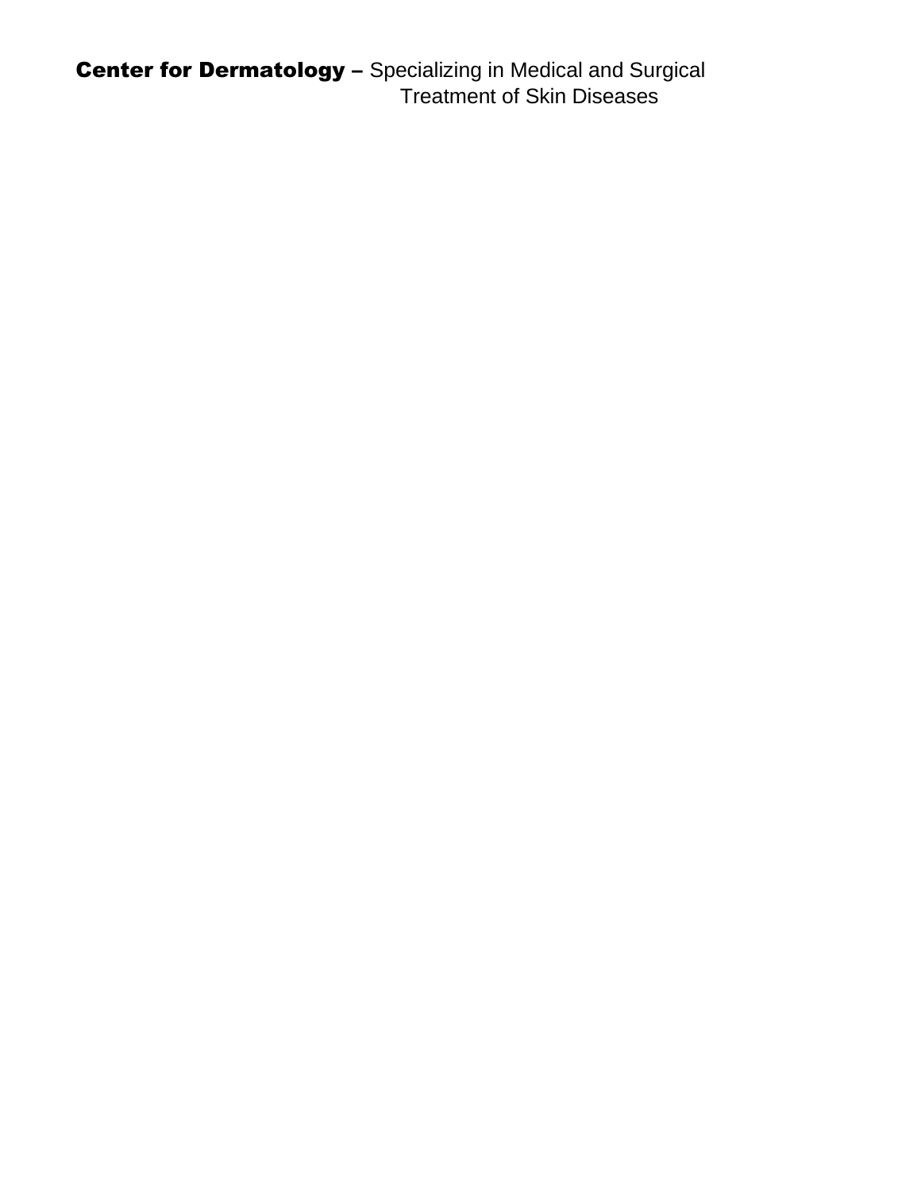**Center for Dermatology –** Specializing in Medical and Surgical Treatment of Skin Diseases